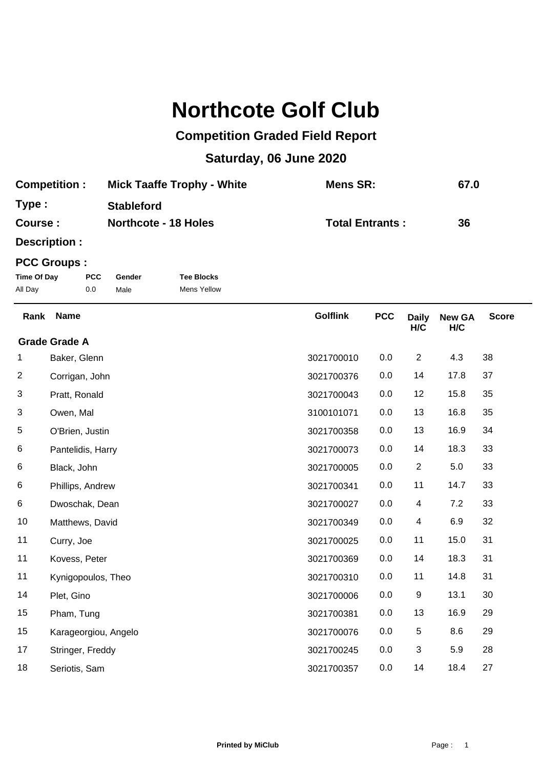# Northcote Golf Club

## Competition Graded Field Report

## Saturday, 06 June 2020

**Competition :** Mick Taaffe Trophy - White  **Mens SR:** 67.0

**Type :** Stableford

**Course :** Northcote - 18 Holes  **Total Entrants :** 36

**Description :**

**PCC Groups :**

| Time Of Day | PCC | Gender | Tee Blocks |
|---|---|---|---|
| All Day | 0.0 | Male | Mens Yellow |

| Rank | Name | Golflink | PCC | Daily H/C | New GA H/C | Score |
|---|---|---|---|---|---|---|
| **Grade Grade A** | | | | | | |
| 1 | Baker, Glenn | 3021700010 | 0.0 | 2 | 4.3 | 38 |
| 2 | Corrigan, John | 3021700376 | 0.0 | 14 | 17.8 | 37 |
| 3 | Pratt, Ronald | 3021700043 | 0.0 | 12 | 15.8 | 35 |
| 3 | Owen, Mal | 3100101071 | 0.0 | 13 | 16.8 | 35 |
| 5 | O'Brien, Justin | 3021700358 | 0.0 | 13 | 16.9 | 34 |
| 6 | Pantelidis, Harry | 3021700073 | 0.0 | 14 | 18.3 | 33 |
| 6 | Black, John | 3021700005 | 0.0 | 2 | 5.0 | 33 |
| 6 | Phillips, Andrew | 3021700341 | 0.0 | 11 | 14.7 | 33 |
| 6 | Dwoschak, Dean | 3021700027 | 0.0 | 4 | 7.2 | 33 |
| 10 | Matthews, David | 3021700349 | 0.0 | 4 | 6.9 | 32 |
| 11 | Curry, Joe | 3021700025 | 0.0 | 11 | 15.0 | 31 |
| 11 | Kovess, Peter | 3021700369 | 0.0 | 14 | 18.3 | 31 |
| 11 | Kynigopoulos, Theo | 3021700310 | 0.0 | 11 | 14.8 | 31 |
| 14 | Plet, Gino | 3021700006 | 0.0 | 9 | 13.1 | 30 |
| 15 | Pham, Tung | 3021700381 | 0.0 | 13 | 16.9 | 29 |
| 15 | Karageorgiou, Angelo | 3021700076 | 0.0 | 5 | 8.6 | 29 |
| 17 | Stringer, Freddy | 3021700245 | 0.0 | 3 | 5.9 | 28 |
| 18 | Seriotis, Sam | 3021700357 | 0.0 | 14 | 18.4 | 27 |

**Printed by MiClub**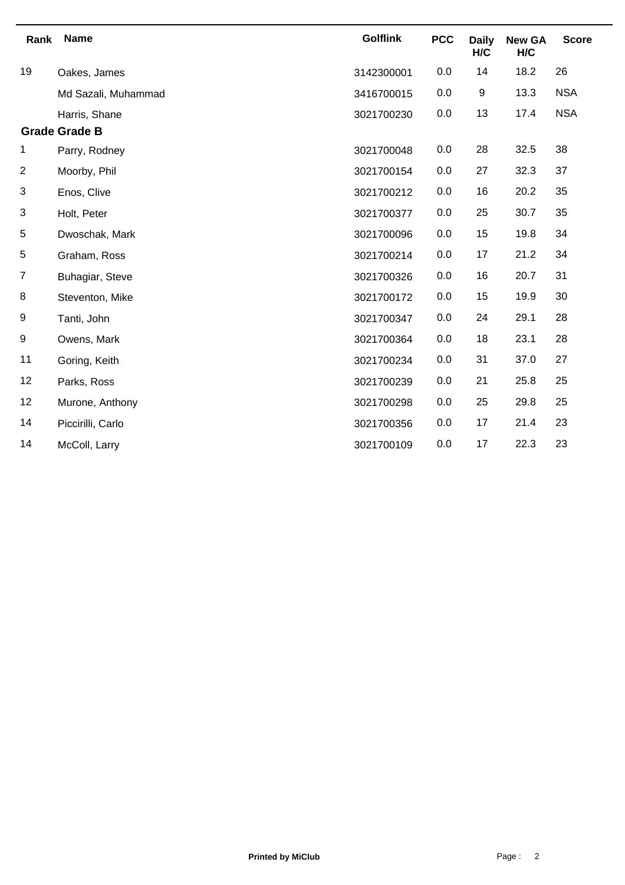| Rank | Name | Golflink | PCC | Daily H/C | New GA H/C | Score |
|---|---|---|---|---|---|---|
| 19 | Oakes, James | 3142300001 | 0.0 | 14 | 18.2 | 26 |
| | Md Sazali, Muhammad | 3416700015 | 0.0 | 9 | 13.3 | NSA |
| | Harris, Shane | 3021700230 | 0.0 | 13 | 17.4 | NSA |
| **Grade Grade B** | | | | | | |
| 1 | Parry, Rodney | 3021700048 | 0.0 | 28 | 32.5 | 38 |
| 2 | Moorby, Phil | 3021700154 | 0.0 | 27 | 32.3 | 37 |
| 3 | Enos, Clive | 3021700212 | 0.0 | 16 | 20.2 | 35 |
| 3 | Holt, Peter | 3021700377 | 0.0 | 25 | 30.7 | 35 |
| 5 | Dwoschak, Mark | 3021700096 | 0.0 | 15 | 19.8 | 34 |
| 5 | Graham, Ross | 3021700214 | 0.0 | 17 | 21.2 | 34 |
| 7 | Buhagiar, Steve | 3021700326 | 0.0 | 16 | 20.7 | 31 |
| 8 | Steventon, Mike | 3021700172 | 0.0 | 15 | 19.9 | 30 |
| 9 | Tanti, John | 3021700347 | 0.0 | 24 | 29.1 | 28 |
| 9 | Owens, Mark | 3021700364 | 0.0 | 18 | 23.1 | 28 |
| 11 | Goring, Keith | 3021700234 | 0.0 | 31 | 37.0 | 27 |
| 12 | Parks, Ross | 3021700239 | 0.0 | 21 | 25.8 | 25 |
| 12 | Murone, Anthony | 3021700298 | 0.0 | 25 | 29.8 | 25 |
| 14 | Piccirilli, Carlo | 3021700356 | 0.0 | 17 | 21.4 | 23 |
| 14 | McColl, Larry | 3021700109 | 0.0 | 17 | 22.3 | 23 |

**Printed by MiClub**